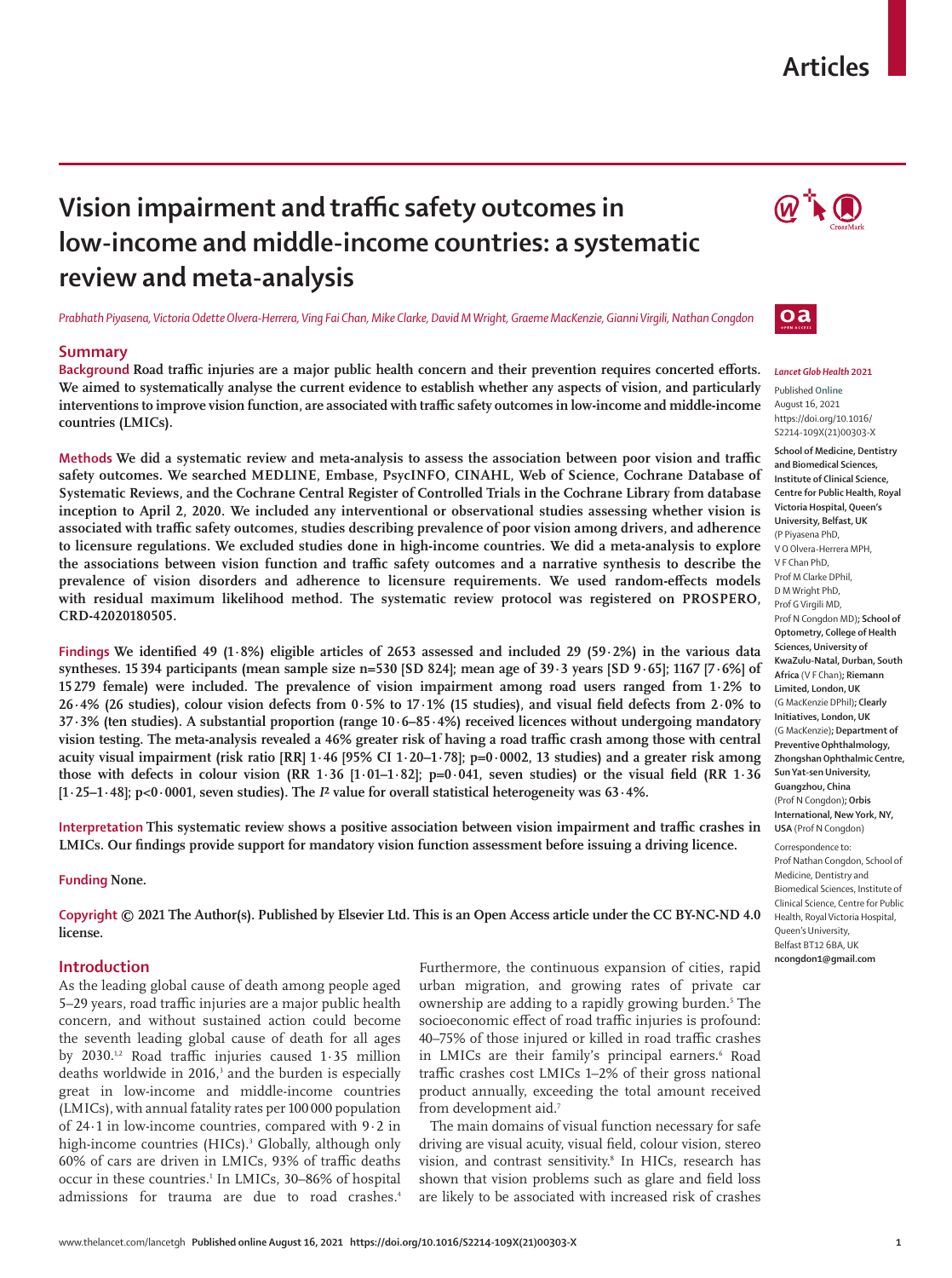# Vision impairment and traffic safety outcomes in low-income and middle-income countries: a systematic review and meta-analysis

*Prabhath Piyasena, Victoria Odette Olvera-Herrera, Ving Fai Chan, Mike Clarke, David M Wright, Graeme MacKenzie, Gianni Virgili, Nathan Congdon*

## Summary

**Background** Road traffic injuries are a major public health concern and their prevention requires concerted efforts. We aimed to systematically analyse the current evidence to establish whether any aspects of vision, and particularly interventions to improve vision function, are associated with traffic safety outcomes in low-income and middle-income countries (LMICs).

**Methods** We did a systematic review and meta-analysis to assess the association between poor vision and traffic safety outcomes. We searched MEDLINE, Embase, PsycINFO, CINAHL, Web of Science, Cochrane Database of Systematic Reviews, and the Cochrane Central Register of Controlled Trials in the Cochrane Library from database inception to April 2, 2020. We included any interventional or observational studies assessing whether vision is associated with traffic safety outcomes, studies describing prevalence of poor vision among drivers, and adherence to licensure regulations. We excluded studies done in high-income countries. We did a meta-analysis to explore the associations between vision function and traffic safety outcomes and a narrative synthesis to describe the prevalence of vision disorders and adherence to licensure requirements. We used random-effects models with residual maximum likelihood method. The systematic review protocol was registered on PROSPERO, CRD-42020180505.

**Findings** We identified 49 (1·8%) eligible articles of 2653 assessed and included 29 (59·2%) in the various data syntheses. 15 394 participants (mean sample size n=530 [SD 824]; mean age of 39·3 years [SD 9·65]; 1167 [7·6%] of 15 279 female) were included. The prevalence of vision impairment among road users ranged from 1·2% to 26·4% (26 studies), colour vision defects from 0·5% to 17·1% (15 studies), and visual field defects from 2·0% to 37·3% (ten studies). A substantial proportion (range 10·6–85·4%) received licences without undergoing mandatory vision testing. The meta-analysis revealed a 46% greater risk of having a road traffic crash among those with central acuity visual impairment (risk ratio [RR] 1·46 [95% CI 1·20–1·78]; p=0·0002, 13 studies) and a greater risk among those with defects in colour vision (RR 1·36 [1·01–1·82]; p=0·041, seven studies) or the visual field (RR 1·36 [1·25–1·48]; p<0·0001, seven studies). The $I^2$ value for overall statistical heterogeneity was 63·4%.

**Interpretation** This systematic review shows a positive association between vision impairment and traffic crashes in LMICs. Our findings provide support for mandatory vision function assessment before issuing a driving licence.

**Funding** None.

**Copyright** © 2021 The Author(s). Published by Elsevier Ltd. This is an Open Access article under the CC BY-NC-ND 4.0 license.

*Lancet Glob Health* 2021

Published Online August 16, 2021 https://doi.org/10.1016/S2214-109X(21)00303-X

School of Medicine, Dentistry and Biomedical Sciences, Institute of Clinical Science, Centre for Public Health, Royal Victoria Hospital, Queen's University, Belfast, UK (P Piyasena PhD, V O Olvera-Herrera MPH, V F Chan PhD, Prof M Clarke DPhil, D M Wright PhD, Prof G Virgili MD, Prof N Congdon MD); School of Optometry, College of Health Sciences, University of KwaZulu-Natal, Durban, South Africa (V F Chan); Riemann Limited, London, UK (G MacKenzie DPhil); Clearly Initiatives, London, UK (G MacKenzie); Department of Preventive Ophthalmology, Zhongshan Ophthalmic Centre, Sun Yat-sen University, Guangzhou, China (Prof N Congdon); Orbis International, New York, NY, USA (Prof N Congdon)

Correspondence to: Prof Nathan Congdon, School of Medicine, Dentistry and Biomedical Sciences, Institute of Clinical Science, Centre for Public Health, Royal Victoria Hospital, Queen's University, Belfast BT12 6BA, UK ncongdon1@gmail.com

## Introduction

As the leading global cause of death among people aged 5–29 years, road traffic injuries are a major public health concern, and without sustained action could become the seventh leading global cause of death for all ages by 2030.[1,2] Road traffic injuries caused 1·35 million deaths worldwide in 2016,[3] and the burden is especially great in low-income and middle-income countries (LMICs), with annual fatality rates per 100 000 population of 24·1 in low-income countries, compared with 9·2 in high-income countries (HICs).[3] Globally, although only 60% of cars are driven in LMICs, 93% of traffic deaths occur in these countries.[1] In LMICs, 30–86% of hospital admissions for trauma are due to road crashes.[4] Furthermore, the continuous expansion of cities, rapid urban migration, and growing rates of private car ownership are adding to a rapidly growing burden.[5] The socioeconomic effect of road traffic injuries is profound: 40–75% of those injured or killed in road traffic crashes in LMICs are their family's principal earners.[6] Road traffic crashes cost LMICs 1–2% of their gross national product annually, exceeding the total amount received from development aid.[7]

The main domains of visual function necessary for safe driving are visual acuity, visual field, colour vision, stereo vision, and contrast sensitivity.[8] In HICs, research has shown that vision problems such as glare and field loss are likely to be associated with increased risk of crashes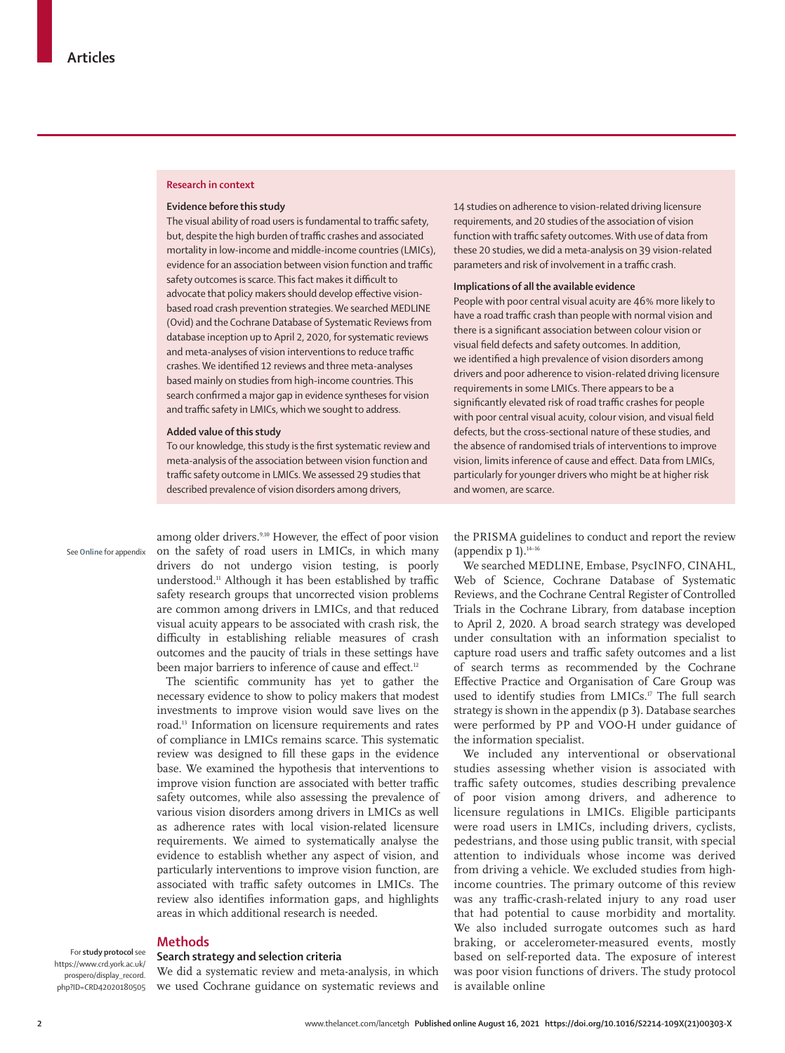## Research in context

### Evidence before this study

The visual ability of road users is fundamental to traffic safety, but, despite the high burden of traffic crashes and associated mortality in low-income and middle-income countries (LMICs), evidence for an association between vision function and traffic safety outcomes is scarce. This fact makes it difficult to advocate that policy makers should develop effective vision-based road crash prevention strategies. We searched MEDLINE (Ovid) and the Cochrane Database of Systematic Reviews from database inception up to April 2, 2020, for systematic reviews and meta-analyses of vision interventions to reduce traffic crashes. We identified 12 reviews and three meta-analyses based mainly on studies from high-income countries. This search confirmed a major gap in evidence syntheses for vision and traffic safety in LMICs, which we sought to address.

### Added value of this study

To our knowledge, this study is the first systematic review and meta-analysis of the association between vision function and traffic safety outcome in LMICs. We assessed 29 studies that described prevalence of vision disorders among drivers, 14 studies on adherence to vision-related driving licensure requirements, and 20 studies of the association of vision function with traffic safety outcomes. With use of data from these 20 studies, we did a meta-analysis on 39 vision-related parameters and risk of involvement in a traffic crash.

### Implications of all the available evidence

People with poor central visual acuity are 46% more likely to have a road traffic crash than people with normal vision and there is a significant association between colour vision or visual field defects and safety outcomes. In addition, we identified a high prevalence of vision disorders among drivers and poor adherence to vision-related driving licensure requirements in some LMICs. There appears to be a significantly elevated risk of road traffic crashes for people with poor central visual acuity, colour vision, and visual field defects, but the cross-sectional nature of these studies, and the absence of randomised trials of interventions to improve vision, limits inference of cause and effect. Data from LMICs, particularly for younger drivers who might be at higher risk and women, are scarce.

among older drivers.[9,10] However, the effect of poor vision on the safety of road users in LMICs, in which many drivers do not undergo vision testing, is poorly understood.[11] Although it has been established by traffic safety research groups that uncorrected vision problems are common among drivers in LMICs, and that reduced visual acuity appears to be associated with crash risk, the difficulty in establishing reliable measures of crash outcomes and the paucity of trials in these settings have been major barriers to inference of cause and effect.[12]

See Online for appendix

The scientific community has yet to gather the necessary evidence to show to policy makers that modest investments to improve vision would save lives on the road.[13] Information on licensure requirements and rates of compliance in LMICs remains scarce. This systematic review was designed to fill these gaps in the evidence base. We examined the hypothesis that interventions to improve vision function are associated with better traffic safety outcomes, while also assessing the prevalence of various vision disorders among drivers in LMICs as well as adherence rates with local vision-related licensure requirements. We aimed to systematically analyse the evidence to establish whether any aspect of vision, and particularly interventions to improve vision function, are associated with traffic safety outcomes in LMICs. The review also identifies information gaps, and highlights areas in which additional research is needed.

## Methods

### Search strategy and selection criteria

For study protocol see https://www.crd.york.ac.uk/prospero/display_record.php?ID=CRD42020180505

We did a systematic review and meta-analysis, in which we used Cochrane guidance on systematic reviews and the PRISMA guidelines to conduct and report the review (appendix p 1).[14–16]

We searched MEDLINE, Embase, PsycINFO, CINAHL, Web of Science, Cochrane Database of Systematic Reviews, and the Cochrane Central Register of Controlled Trials in the Cochrane Library, from database inception to April 2, 2020. A broad search strategy was developed under consultation with an information specialist to capture road users and traffic safety outcomes and a list of search terms as recommended by the Cochrane Effective Practice and Organisation of Care Group was used to identify studies from LMICs.[17] The full search strategy is shown in the appendix (p 3). Database searches were performed by PP and VOO-H under guidance of the information specialist.

We included any interventional or observational studies assessing whether vision is associated with traffic safety outcomes, studies describing prevalence of poor vision among drivers, and adherence to licensure regulations in LMICs. Eligible participants were road users in LMICs, including drivers, cyclists, pedestrians, and those using public transit, with special attention to individuals whose income was derived from driving a vehicle. We excluded studies from high-income countries. The primary outcome of this review was any traffic-crash-related injury to any road user that had potential to cause morbidity and mortality. We also included surrogate outcomes such as hard braking, or accelerometer-measured events, mostly based on self-reported data. The exposure of interest was poor vision functions of drivers. The study protocol is available online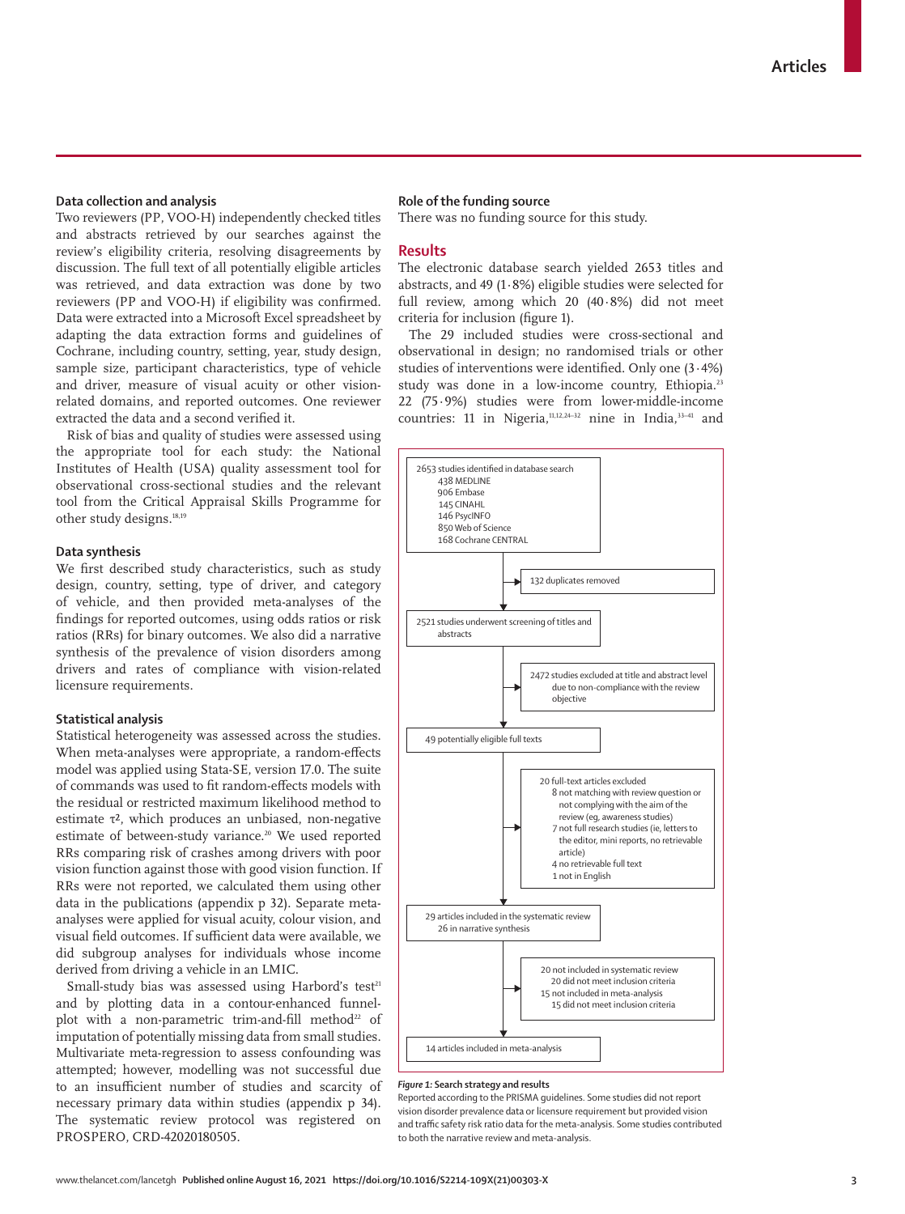## Data collection and analysis

Two reviewers (PP, VOO-H) independently checked titles and abstracts retrieved by our searches against the review's eligibility criteria, resolving disagreements by discussion. The full text of all potentially eligible articles was retrieved, and data extraction was done by two reviewers (PP and VOO-H) if eligibility was confirmed. Data were extracted into a Microsoft Excel spreadsheet by adapting the data extraction forms and guidelines of Cochrane, including country, setting, year, study design, sample size, participant characteristics, type of vehicle and driver, measure of visual acuity or other vision-related domains, and reported outcomes. One reviewer extracted the data and a second verified it.

Risk of bias and quality of studies were assessed using the appropriate tool for each study: the National Institutes of Health (USA) quality assessment tool for observational cross-sectional studies and the relevant tool from the Critical Appraisal Skills Programme for other study designs.[18,19]

## Data synthesis

We first described study characteristics, such as study design, country, setting, type of driver, and category of vehicle, and then provided meta-analyses of the findings for reported outcomes, using odds ratios or risk ratios (RRs) for binary outcomes. We also did a narrative synthesis of the prevalence of vision disorders among drivers and rates of compliance with vision-related licensure requirements.

## Statistical analysis

Statistical heterogeneity was assessed across the studies. When meta-analyses were appropriate, a random-effects model was applied using Stata-SE, version 17.0. The suite of commands was used to fit random-effects models with the residual or restricted maximum likelihood method to estimate $\tau^2$, which produces an unbiased, non-negative estimate of between-study variance.[20] We used reported RRs comparing risk of crashes among drivers with poor vision function against those with good vision function. If RRs were not reported, we calculated them using other data in the publications (appendix p 32). Separate meta-analyses were applied for visual acuity, colour vision, and visual field outcomes. If sufficient data were available, we did subgroup analyses for individuals whose income derived from driving a vehicle in an LMIC.

Small-study bias was assessed using Harbord's test[21] and by plotting data in a contour-enhanced funnel-plot with a non-parametric trim-and-fill method[22] of imputation of potentially missing data from small studies. Multivariate meta-regression to assess confounding was attempted; however, modelling was not successful due to an insufficient number of studies and scarcity of necessary primary data within studies (appendix p 34). The systematic review protocol was registered on PROSPERO, CRD-42020180505.

## Role of the funding source

There was no funding source for this study.

## Results

The electronic database search yielded 2653 titles and abstracts, and 49 (1·8%) eligible studies were selected for full review, among which 20 (40·8%) did not meet criteria for inclusion (figure 1).

The 29 included studies were cross-sectional and observational in design; no randomised trials or other studies of interventions were identified. Only one (3·4%) study was done in a low-income country, Ethiopia.[23] 22 (75·9%) studies were from lower-middle-income countries: 11 in Nigeria,[11,12,24–32] nine in India,[33–41] and

2653 studies identified in database search
- 438 MEDLINE
- 906 Embase
- 145 CINAHL
- 146 PsycINFO
- 850 Web of Science
- 168 Cochrane CENTRAL

→ 132 duplicates removed

2521 studies underwent screening of titles and abstracts

→ 2472 studies excluded at title and abstract level due to non-compliance with the review objective

49 potentially eligible full texts

→ 20 full-text articles excluded
- 8 not matching with review question or not complying with the aim of the review (eg, awareness studies)
- 7 not full research studies (ie, letters to the editor, mini reports, no retrievable article)
- 4 no retrievable full text
- 1 not in English

29 articles included in the systematic review
- 26 in narrative synthesis

→ 20 not included in systematic review
- 20 did not meet inclusion criteria

→ 15 not included in meta-analysis
- 15 did not meet inclusion criteria

14 articles included in meta-analysis

**Figure 1: Search strategy and results**
Reported according to the PRISMA guidelines. Some studies did not report vision disorder prevalence data or licensure requirement but provided vision and traffic safety risk ratio data for the meta-analysis. Some studies contributed to both the narrative review and meta-analysis.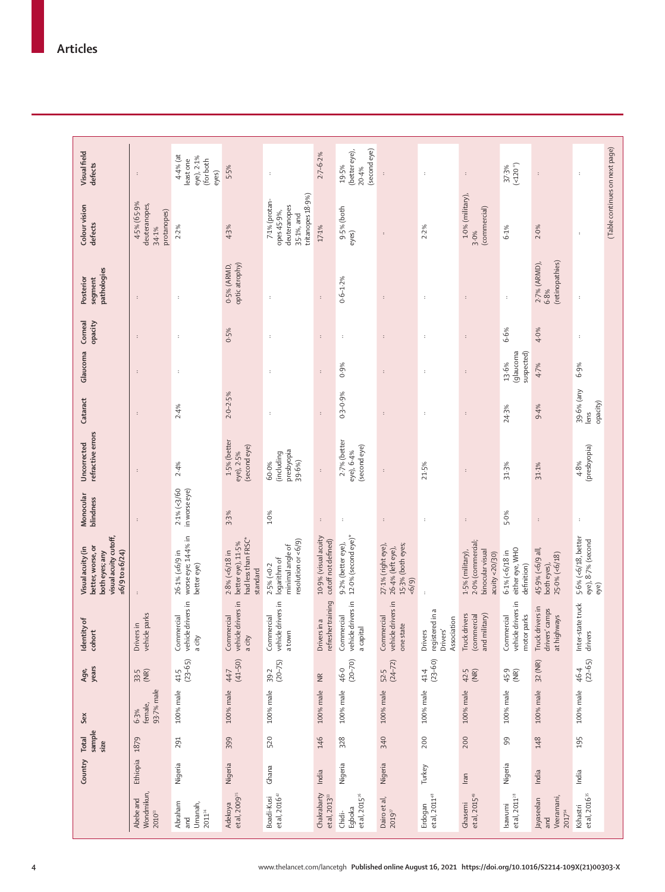| | Country | Total sample size | Sex | Age, years | Identity of cohort | Visual acuity (in better, worse, or both eyes; any visual acuity cutoff, ≤6/9 to ≥6/24) | Monocular blindness | Uncorrected refractive errors | Cataract | Glaucoma | Corneal opacity | Posterior segment pathologies | Colour vision defects | Visual field defects |
|---|---|---|---|---|---|---|---|---|---|---|---|---|---|---|
| Abebe and Wondmikun, 2010[23] | Ethiopia | 1879 | 6·3% female, 93·7% male | 33·5 (NR) | Drivers in vehicle parks | .. | .. | .. | .. | .. | .. | .. | 4·5% (65·9% deuteranopes, 34·1% protanopes) | .. |
| Abraham and Umanah, 2011[24] | Nigeria | 291 | 100% male | 41·5 (23–65) | Commercial vehicle drivers in a city | 26·1% (≤6/9 in worse eye; 14·4% in better eye) | 2·1% (<3/60 in worse eye) | 2·4% | 2·4% | .. | .. | .. | 2·2% | 4·4% (at least one eye), 2·1% (for both eyes) |
| Adekoya et al, 2009[25] | Nigeria | 399 | 100% male | 44·7 (41–50) | Commercial vehicle drivers in a city | 2·8% (<6/18 in better eye), 11·5% had less than FRSC* standard | 3·3% | 1·5% (better eye), 2·5% (second eye) | 2·0–2·5% | .. | 0·5% | 0·5% (ARMD, optic atrophy) | 4·3% | 5·5% |
| Boadi-Kusi et al, 2016[42] | Ghana | 520 | 100% male | 39·2 (20–75) | Commercial vehicle drivers in a town | 2·5% (<0·2 logarithm of minimal angle of resolution or <6/9) | 1·0% | 60·0% (including presbyopia 39·6%) | .. | .. | .. | .. | 7·1% (protanopes 45·9%, deuteranopes 35·1%, and tritanopes 18·9%) | .. |
| Chakrabarty et al, 2013[33] | India | 146 | 100% male | NR | Drivers in a refresher training | 10·9% (visual acuity cutoff not defined) | .. | .. | .. | .. | .. | .. | 17·1% | 2·7–6·2% |
| Chidi-Egboka et al, 2015[26] | Nigeria | 328 | 100% male | 46·0 (20–70) | Commercial vehicle drivers in a capital | 9·2% (better eye), 12·0% (second eye)* | .. | 2·7% (better eye), 6·4% (second eye) | 0·3–0·9% | 0·9% | .. | 0·6–1·2% | 9·5% (both eyes) | 19·5% (better eye), 20·4% (second eye) |
| Dairo et al, 2019[27] | Nigeria | 340 | 100% male | 52·5 (24–72) | Commercial vehicle drivers in one state | 27·1% (right eye), 26·4% (left eye), 15·3% (both eyes; <6/9) | .. | .. | .. | .. | .. | .. | .. | .. |
| Erdogan et al, 2011[48] | Turkey | 200 | 100% male | 41·4 (23–60) | Drivers registered in a Drivers' Association | .. | .. | 21·5% | .. | .. | .. | .. | 2·2% | .. |
| Ghasemi et al, 2015[49] | Iran | 200 | 100% male | 42·5 (NR) | Truck drivers (commercial and military) | 1·5% (military), 2·0% (commercial; binocular visual acuity <20/30) | .. | .. | .. | .. | .. | .. | 1·0% (military), 3·0% (commercial) | .. |
| Isawumi et al, 2011[28] | Nigeria | 99 | 100% male | 45·9 (NR) | Commercial vehicle drivers in motor parks | 6·1% (<6/18 in either eye, WHO definition) | 5·0% | 31·3% | 24·3% | 13·6% (glaucoma suspected) | 6·6% | .. | 6·1% | 37·3% (<120°) |
| Jayaseelan and Veeramani, 2017[34] | India | 148 | 100% male | 32 (NR) | Truck drivers in drivers' camps at highways | 45·9% (<6/9 all, both eyes), 25·0% (<6/18) | .. | 31·1% | 9·4% | 4·7% | 4·0% | 2·7% (ARMD), 6·8% (retinopathies) | 2·0% | .. |
| Kshatri et al, 2016[35] | India | 195 | 100% male | 46·4 (22–65) | Inter-state truck drivers | 5·6% (<6/18, better eye), 8·7% (second eye) | .. | 4·8% (presbyopia) | 39·6% (any lens opacity) | 6·9% | .. | .. | .. | .. |

(Table continues on next page)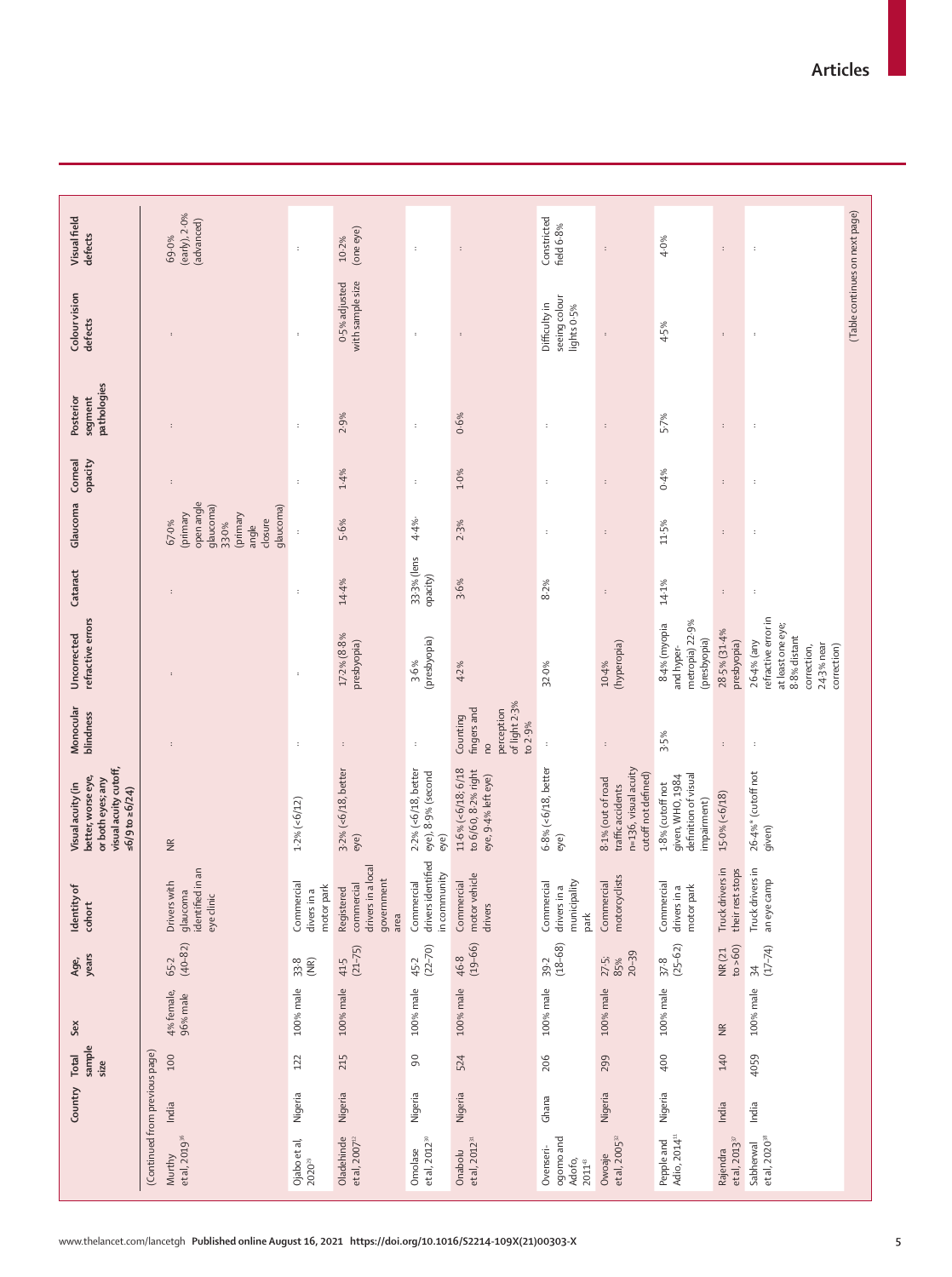| | Country | Total sample size | Sex | Age, years | Identity of cohort | Visual acuity (in better, worse eye, or both eyes; any visual acuity cutoff, ≤6/9 to ≥6/24) | Monocular blindness | Uncorrected refractive errors | Cataract | Glaucoma | Corneal opacity | Posterior segment pathologies | Colour vision defects | Visual field defects |
|---|---|---|---|---|---|---|---|---|---|---|---|---|---|---|
| (Continued from previous page) | | | | | | | | | | | | | | |
| Murthy et al, 2019[36] | India | 100 | 4% female, 96% male | 65·2 (40–82) | Drivers with glaucoma identified in an eye clinic | NR | .. | .. | .. | 67·0% (primary open angle glaucoma) 33·0% (primary angle closure glaucoma) | .. | .. | .. | 69·0% (early), 2·0% (advanced) |
| Ojabo et al, 2020[29] | Nigeria | 122 | 100% male | 33·8 (NR) | Commercial drivers in a motor park | 1·2% (<6/12) | .. | .. | .. | .. | .. | .. | .. | .. |
| Oladehinde et al, 2007[12] | Nigeria | 215 | 100% male | 41·5 (21–75) | Registered commercial drivers in a local government area | 3·2% (<6/18, better eye) | .. | 17·2% (8·8% presbyopia) | 14·4% | 5·6% | 1·4% | 2·9% | 0·5% adjusted with sample size | 10·2% (one eye) |
| Omolase et al, 2012[30] | Nigeria | 90 | 100% male | 45·2 (22–70) | Commercial drivers identified in community | 2·2% (<6/18, better eye), 8·9% (second eye) | .. | 3·6% (presbyopia) | 33·3% (lens opacity) | 4·4% | .. | .. | .. | .. |
| Onabolu et al, 2012[31] | Nigeria | 524 | 100% male | 46·8 (19–66) | Commercial motor vehicle drivers | 11·6% (<6/18; 6/18 to 6/60, 8·2% right eye, 9·4% left eye) | Counting fingers and no perception of light 2·3% to 2·9% | 4·2% | 3·6% | 2·3% | 1·0% | 0·6% | .. | .. |
| Owsenri-ogomo and Adofo, 2011[45] | Ghana | 206 | 100% male | 39·2 (18–68) | Commercial drivers in a municipality park | 6·8% (<6/18, better eye) | .. | 32·0% | 8·2% | .. | .. | .. | Difficulty in seeing colour lights 0·5% | Constricted field 6·8% |
| Owoaje et al, 2005[32] | Nigeria | 299 | 100% male | 27·5; 85% 20–39 | Commercial motorcyclists | 8·1% (out of road traffic accidents n=136, visual acuity cutoff not defined) | .. | 10·4% (hyperopia) | .. | .. | .. | .. | .. | .. |
| Pepple and Adio, 2014[11] | Nigeria | 400 | 100% male | 37·8 (25–62) | Commercial drivers in a motor park | 1·8% (cutoff not given; WHO, 1984 definition of visual impairment) | 3·5% | 8·4% (myopia and hyper-metropia) 22·9% (presbyopia) | 14·1% | 11·5% | 0·4% | 5·7% | 4·5% | 4·0% |
| Rajendra et al, 2013[37] | India | 140 | NR | NR (21 to >60) | Truck drivers in their rest stops | 15·0% (<6/18) | .. | 28·5% (31·4% presbyopia) | .. | .. | .. | .. | .. | .. |
| Sabherwal et al, 2020[38] | India | 4059 | 100% male | 34 (17–74) | Truck drivers in an eye camp | 26·4%* (cutoff not given) | .. | 26·4% (any refractive error in at least one eye; 8·8% distant correction, 24·3% near correction) | .. | .. | .. | .. | .. | .. |

(Table continues on next page)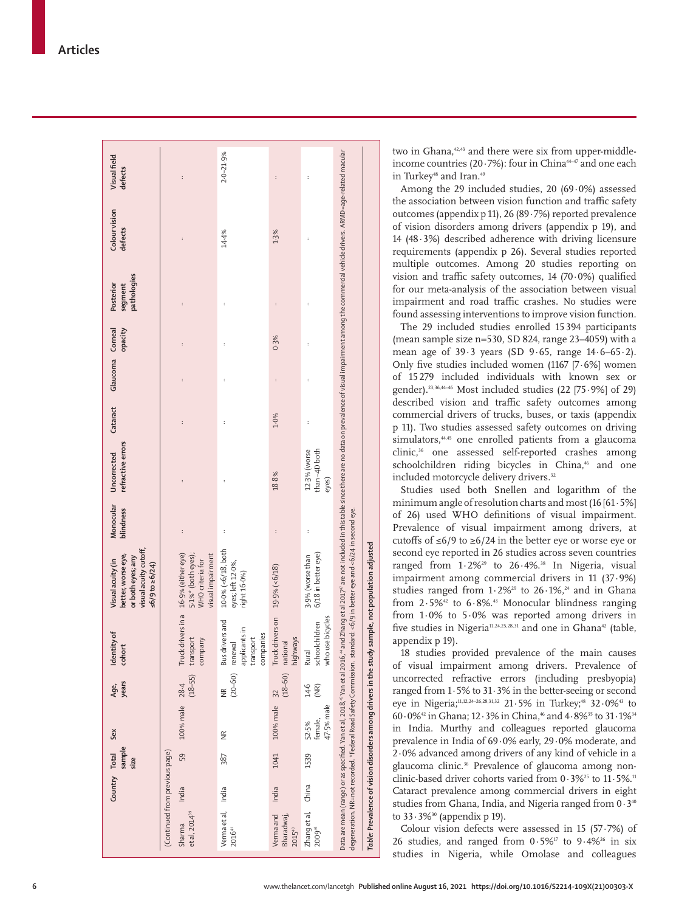| | Country | Total sample size | Sex | Age, years | Identity of cohort | Visual acuity (in better, worse eye, or both eyes; any visual acuity cutoff, ≤6/9 to ≥6/24) | Monocular blindness | Uncorrected refractive errors | Cataract | Glaucoma | Corneal opacity | Posterior segment pathologies | Colour vision defects | Visual field defects |
|---|---|---|---|---|---|---|---|---|---|---|---|---|---|---|
| (Continued from previous page) | | | | | | | | | | | | | | |
| Sharma et al, 2014[39] | India | 59 | 100% male | 28·4 (18–55) | Truck drivers in a transport company | 16·9% (either eye) 5·1%* (both eyes); WHO criteria for visual impairment | .. | .. | .. | .. | .. | .. | .. | .. |
| Verma et al, 2016[41] | India | 387 | NR | NR (20–60) | Bus drivers and renewal applicants in transport companies | 10·0% (<6/18, both eyes; left 12·0%, right 16·0%) | .. | .. | .. | .. | .. | .. | 14·4% | 2·0–21·9% |
| Verma and Bharadwaj, 2015[40] | India | 1041 | 100% male | 32 (18–60) | Truck drivers on national highways | 19·9% (<6/18) | .. | 18·8% | 1·0% | .. | 0·3% | .. | 1·3% | .. |
| Zhang et al, 2009[46] | China | 1539 | 52·5% female, 47·5% male | 14·6 (NR) | Rural schoolchildren who use bicycles | 3·9% (worse than 6/18 in better eye) | .. | 12·3% (worse than –4D both eyes) | .. | .. | .. | .. | .. | .. |

Data are mean (range) or as specified. Yan et al, 2018,[45] Yan et al 2016,[44] and Zhang et al 2017[47] are not included in this table since there are no data on prevalence of visual impairment among the commercial vehicle drivers. ARMD=age-related macular degeneration. NR=not recorded. *Federal Road Safety Commission. standard: <6/9 in better eye and <6/24 in second eye.

*Table:* Prevalence of vision disorders among drivers in the study sample, not population adjusted

two in Ghana,[42,43] and there were six from upper-middle-income countries (20·7%): four in China[44–47] and one each in Turkey[48] and Iran.[49]

Among the 29 included studies, 20 (69·0%) assessed the association between vision function and traffic safety outcomes (appendix p 11), 26 (89·7%) reported prevalence of vision disorders among drivers (appendix p 19), and 14 (48·3%) described adherence with driving licensure requirements (appendix p 26). Several studies reported multiple outcomes. Among 20 studies reporting on vision and traffic safety outcomes, 14 (70·0%) qualified for our meta-analysis of the association between visual impairment and road traffic crashes. No studies were found assessing interventions to improve vision function.

The 29 included studies enrolled 15 394 participants (mean sample size n=530, SD 824, range 23–4059) with a mean age of 39·3 years (SD 9·65, range 14·6–65·2). Only five studies included women (1167 [7·6%] women of 15 279 included individuals with known sex or gender).[23,36,44–46] Most included studies (22 [75·9%] of 29) described vision and traffic safety outcomes among commercial drivers of trucks, buses, or taxis (appendix p 11). Two studies assessed safety outcomes on driving simulators,[44,45] one enrolled patients from a glaucoma clinic,[36] one assessed self-reported crashes among schoolchildren riding bicycles in China,[46] and one included motorcycle delivery drivers.[32]

Studies used both Snellen and logarithm of the minimum angle of resolution charts and most (16 [61·5%] of 26) used WHO definitions of visual impairment. Prevalence of visual impairment among drivers, at cutoffs of ≤6/9 to ≥6/24 in the better eye or worse eye or second eye reported in 26 studies across seven countries ranged from 1·2%[29] to 26·4%.[38] In Nigeria, visual impairment among commercial drivers in 11 (37·9%) studies ranged from 1·2%[29] to 26·1%,[24] and in Ghana from 2·5%[42] to 6·8%.[43] Monocular blindness ranging from 1·0% to 5·0% was reported among drivers in five studies in Nigeria[11,24,25,28,31] and one in Ghana[42] (table, appendix p 19).

18 studies provided prevalence of the main causes of visual impairment among drivers. Prevalence of uncorrected refractive errors (including presbyopia) ranged from 1·5% to 31·3% in the better-seeing or second eye in Nigeria;[11,12,24–26,28,31,32] 21·5% in Turkey;[48] 32·0%[43] to 60·0%[42] in Ghana; 12·3% in China,[46] and 4·8%[35] to 31·1%[34] in India. Murthy and colleagues reported glaucoma prevalence in India of 69·0% early, 29·0% moderate, and 2·0% advanced among drivers of any kind of vehicle in a glaucoma clinic.[36] Prevalence of glaucoma among non-clinic-based driver cohorts varied from 0·3%[25] to 11·5%.[11] Cataract prevalence among commercial drivers in eight studies from Ghana, India, and Nigeria ranged from 0·3[40] to 33·3%[30] (appendix p 19).

Colour vision defects were assessed in 15 (57·7%) of 26 studies, and ranged from 0·5%[17] to 9·4%[26] in six studies in Nigeria, while Omolase and colleagues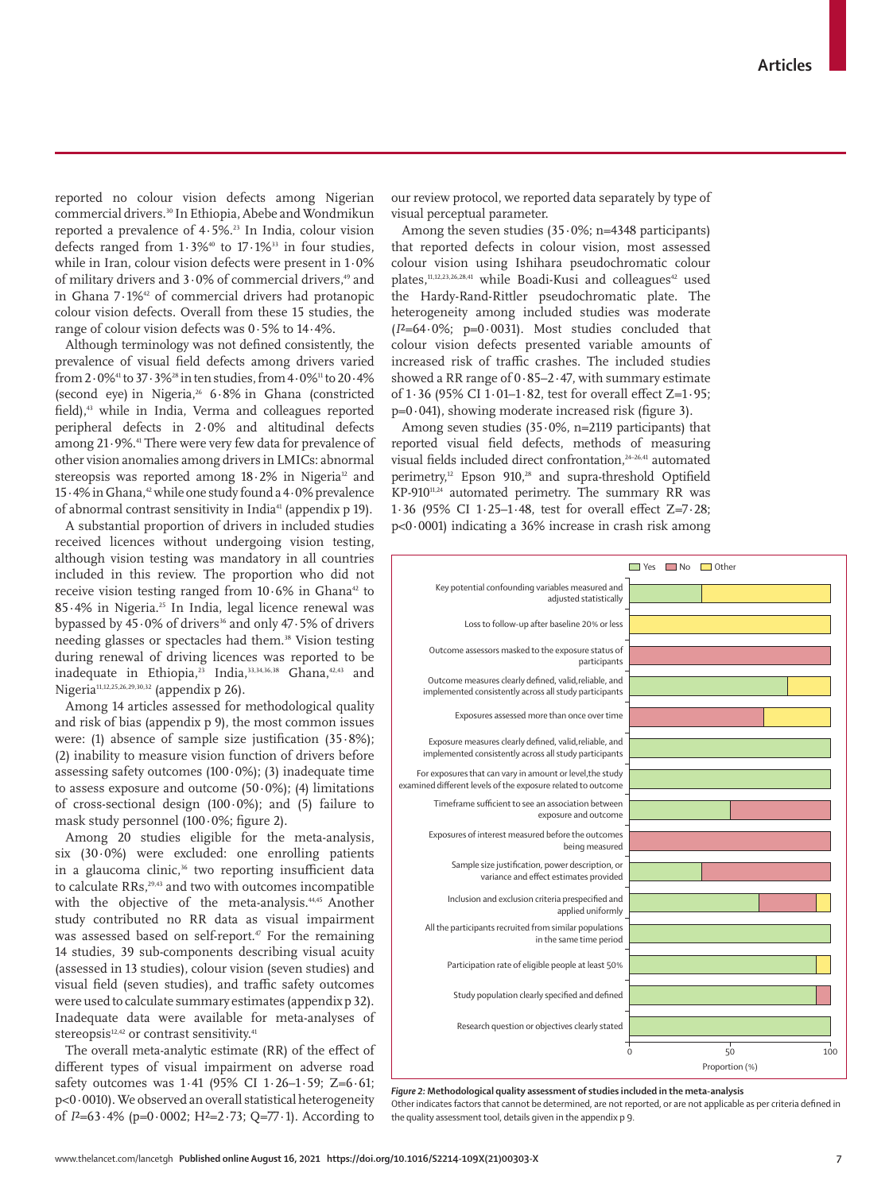reported no colour vision defects among Nigerian commercial drivers.[30] In Ethiopia, Abebe and Wondmikun reported a prevalence of 4·5%.[23] In India, colour vision defects ranged from 1·3%[40] to 17·1%[33] in four studies, while in Iran, colour vision defects were present in 1·0% of military drivers and 3·0% of commercial drivers,[49] and in Ghana 7·1%[42] of commercial drivers had protanopic colour vision defects. Overall from these 15 studies, the range of colour vision defects was 0·5% to 14·4%.

Although terminology was not defined consistently, the prevalence of visual field defects among drivers varied from 2·0%[41] to 37·3%[28] in ten studies, from 4·0%[11] to 20·4% (second eye) in Nigeria,[26] 6·8% in Ghana (constricted field),[43] while in India, Verma and colleagues reported peripheral defects in 2·0% and altitudinal defects among 21·9%.[41] There were very few data for prevalence of other vision anomalies among drivers in LMICs: abnormal stereopsis was reported among 18·2% in Nigeria[12] and 15·4% in Ghana,[42] while one study found a 4·0% prevalence of abnormal contrast sensitivity in India[41] (appendix p 19).

A substantial proportion of drivers in included studies received licences without undergoing vision testing, although vision testing was mandatory in all countries included in this review. The proportion who did not receive vision testing ranged from 10·6% in Ghana[42] to 85·4% in Nigeria.[25] In India, legal licence renewal was bypassed by 45·0% of drivers[36] and only 47·5% of drivers needing glasses or spectacles had them.[38] Vision testing during renewal of driving licences was reported to be inadequate in Ethiopia,[23] India,[33,34,36,38] Ghana,[42,43] and Nigeria[11,12,25,26,29,30,32] (appendix p 26).

Among 14 articles assessed for methodological quality and risk of bias (appendix p 9), the most common issues were: (1) absence of sample size justification (35·8%); (2) inability to measure vision function of drivers before assessing safety outcomes (100·0%); (3) inadequate time to assess exposure and outcome (50·0%); (4) limitations of cross-sectional design (100·0%); and (5) failure to mask study personnel (100·0%; figure 2).

Among 20 studies eligible for the meta-analysis, six (30·0%) were excluded: one enrolling patients in a glaucoma clinic,[36] two reporting insufficient data to calculate RRs,[29,43] and two with outcomes incompatible with the objective of the meta-analysis.[44,45] Another study contributed no RR data as visual impairment was assessed based on self-report.[47] For the remaining 14 studies, 39 sub-components describing visual acuity (assessed in 13 studies), colour vision (seven studies) and visual field (seven studies), and traffic safety outcomes were used to calculate summary estimates (appendix p 32). Inadequate data were available for meta-analyses of stereopsis[12,42] or contrast sensitivity.[41]

The overall meta-analytic estimate (RR) of the effect of different types of visual impairment on adverse road safety outcomes was 1·41 (95% CI 1·26–1·59; Z=6·61; $p<0·0010$). We observed an overall statistical heterogeneity of $I^2$=63·4% (p=0·0002; $H^2$=2·73; Q=77·1). According to our review protocol, we reported data separately by type of visual perceptual parameter.

Among the seven studies (35·0%; n=4348 participants) that reported defects in colour vision, most assessed colour vision using Ishihara pseudochromatic colour plates,[11,12,23,26,28,41] while Boadi-Kusi and colleagues[42] used the Hardy-Rand-Rittler pseudochromatic plate. The heterogeneity among included studies was moderate ($I^2$=64·0%; p=0·0031). Most studies concluded that colour vision defects presented variable amounts of increased risk of traffic crashes. The included studies showed a RR range of 0·85–2·47, with summary estimate of 1·36 (95% CI 1·01–1·82, test for overall effect Z=1·95; p=0·041), showing moderate increased risk (figure 3).

Among seven studies (35·0%, n=2119 participants) that reported visual field defects, methods of measuring visual fields included direct confrontation,[24–26,41] automated perimetry,[12] Epson 910,[28] and supra-threshold Optifield KP-910[11,24] automated perimetry. The summary RR was 1·36 (95% CI 1·25–1·48, test for overall effect Z=7·28; $p<0·0001$) indicating a 36% increase in crash risk among

**Figure 2: Methodological quality assessment of studies included in the meta-analysis**
Other indicates factors that cannot be determined, are not reported, or are not applicable as per criteria defined in the quality assessment tool, details given in the appendix p 9.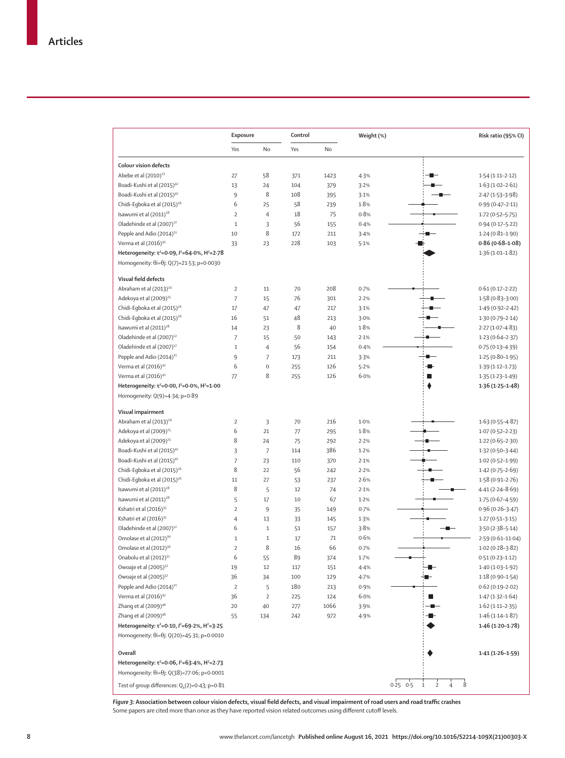| | Exposure | | Control | | Weight (%) | Risk ratio (95% CI) |
|---|---|---|---|---|---|---|
| | Yes | No | Yes | No | | |
| **Colour vision defects** | | | | | | |
| Abebe et al (2010)[23] | 27 | 58 | 371 | 1423 | 4·3% | 1·54 (1·11–2·12) |
| Boadi-Kushi et al (2015)[42] | 13 | 24 | 104 | 379 | 3·2% | 1·63 (1·02–2·61) |
| Boadi-Kushi et al (2015)[42] | 9 | 8 | 108 | 395 | 3·1% | 2·47 (1·53–3·98) |
| Chidi-Egboka et al (2015)[26] | 6 | 25 | 58 | 239 | 1·8% | 0·99 (0·47–2·11) |
| Isawumi et al (2011)[28] | 2 | 4 | 18 | 75 | 0·8% | 1·72 (0·52–5·75) |
| Oladehinde et al (2007)[12] | 1 | 3 | 56 | 155 | 0·4% | 0·94 (0·17–5·22) |
| Pepple and Adio (2014)[11] | 10 | 8 | 172 | 211 | 3·4% | 1·24 (0·81–1·90) |
| Verma et al (2016)[41] | 33 | 23 | 228 | 103 | 5·1% | **0·86 (0·68–1·08)** |
| **Heterogeneity: $\tau^2$=0·09, $I^2$=64·0%, $H^2$=2·78** | | | | | | 1·36 (1·01–1·82) |
| Homogeneity: $\theta_i=\theta_j$: Q(7)=21·53; p=0·0030 | | | | | | |
| **Visual field defects** | | | | | | |
| Abraham et al (2013)[24] | 2 | 11 | 70 | 208 | 0·7% | 0·61 (0·17–2·22) |
| Adekoya et al (2009)[25] | 7 | 15 | 76 | 301 | 2·2% | 1·58 (0·83–3·00) |
| Chidi-Egboka et al (2015)[26] | 17 | 47 | 47 | 217 | 3·1% | 1·49 (0·92–2·42) |
| Chidi-Egboka et al (2015)[26] | 16 | 51 | 48 | 213 | 3·0% | 1·30 (0·79–2·14) |
| Isawumi et al (2011)[28] | 14 | 23 | 8 | 40 | 1·8% | 2·27 (1·07–4·83) |
| Oladehinde et al (2007)[12] | 7 | 15 | 50 | 143 | 2·1% | 1·23 (0·64–2·37) |
| Oladehinde et al (2007)[12] | 1 | 4 | 56 | 154 | 0·4% | 0·75 (0·13–4·39) |
| Pepple and Adio (2014)[11] | 9 | 7 | 173 | 211 | 3·3% | 1·25 (0·80–1·95) |
| Verma et al (2016)[41] | 6 | 0 | 255 | 126 | 5·2% | 1·39 (1·12–1·73) |
| Verma et al (2016)[41] | 77 | 8 | 255 | 126 | 6·0% | 1·35 (1·23–1·49) |
| **Heterogeneity: $\tau^2$=0·00, $I^2$=0·0%, $H^2$=1·00** | | | | | | **1·36 (1·25–1·48)** |
| Homogeneity: Q(9)=4·34; p=0·89 | | | | | | |
| **Visual impairment** | | | | | | |
| Abraham et al (2013)[24] | 2 | 3 | 70 | 216 | 1·0% | 1·63 (0·55–4·87) |
| Adekoya et al (2009)[25] | 6 | 21 | 77 | 295 | 1·8% | 1·07 (0·52–2·23) |
| Adekoya et al (2009)[25] | 8 | 24 | 75 | 292 | 2·2% | 1·22 (0·65–2·30) |
| Boadi-Kushi et al (2015)[42] | 3 | 7 | 114 | 386 | 1·2% | 1·32 (0·50–3·44) |
| Boadi-Kushi et al (2015)[42] | 7 | 23 | 110 | 370 | 2·1% | 1·02 (0·52–1·99) |
| Chidi-Egboka et al (2015)[26] | 8 | 22 | 56 | 242 | 2·2% | 1·42 (0·75–2·69) |
| Chidi-Egboka et al (2015)[26] | 11 | 27 | 53 | 237 | 2·6% | 1·58 (0·91–2·76) |
| Isawumi et al (2011)[28] | 8 | 5 | 12 | 74 | 2·1% | 4·41 (2·24–8·69) |
| Isawumi et al (2011)[28] | 5 | 17 | 10 | 67 | 1·2% | 1·75 (0·67–4·59) |
| Kshatri et al (2016)[35] | 2 | 9 | 35 | 149 | 0·7% | 0·96 (0·26–3·47) |
| Kshatri et al (2016)[35] | 4 | 13 | 33 | 145 | 1·3% | 1·27 (0·51–3·15) |
| Oladehinde et al (2007)[12] | 6 | 1 | 51 | 157 | 3·8% | 3·50 (2·38–5·14) |
| Omolase et al (2012)[30] | 1 | 1 | 17 | 71 | 0·6% | 2·59 (0·61–11·04) |
| Omolase et al (2012)[30] | 2 | 8 | 16 | 66 | 0·7% | 1·02 (0·28–3·82) |
| Onabolu et al (2012)[31] | 6 | 55 | 89 | 374 | 1·7% | 0·51 (0·23–1·12) |
| Owoaje et al (2005)[32] | 19 | 12 | 117 | 151 | 4·4% | 1·40 (1·03–1·92) |
| Owoaje et al (2005)[32] | 36 | 34 | 100 | 129 | 4·7% | 1·18 (0·90–1·54) |
| Pepple and Adio (2014)[11] | 2 | 5 | 180 | 213 | 0·9% | 0·62 (0·19–2·02) |
| Verma et al (2016)[41] | 36 | 2 | 225 | 124 | 6·0% | 1·47 (1·32–1·64) |
| Zhang et al (2009)[46] | 20 | 40 | 277 | 1066 | 3·9% | 1·62 (1·11–2·35) |
| Zhang et al (2009)[46] | 55 | 134 | 242 | 972 | 4·9% | 1·46 (1·14–1·87) |
| **Heterogeneity: $\tau^2$=0·10, $I^2$=69·2%, $H^2$=3·25** | | | | | | **1·46 (1·20–1·78)** |
| Homogeneity: $\theta_i=\theta_j$: Q(20)=45·31; p=0·0010 | | | | | | |
| **Overall** | | | | | | **1·41 (1·26–1·59)** |
| **Heterogeneity: $\tau^2$=0·06, $I^2$=63·4%, $H^2$=2·73** | | | | | | |
| Homogeneity: $\theta_i=\theta_j$: Q(38)=77·06; p<0·0001 | | | | | | |
| Test of group differences: $Q_b(2)$=0·43; p=0·81 | | | | | | |

**Figure 3: Association between colour vision defects, visual field defects, and visual impairment of road users and road traffic crashes**
Some papers are cited more than once as they have reported vision related outcomes using different cutoff levels.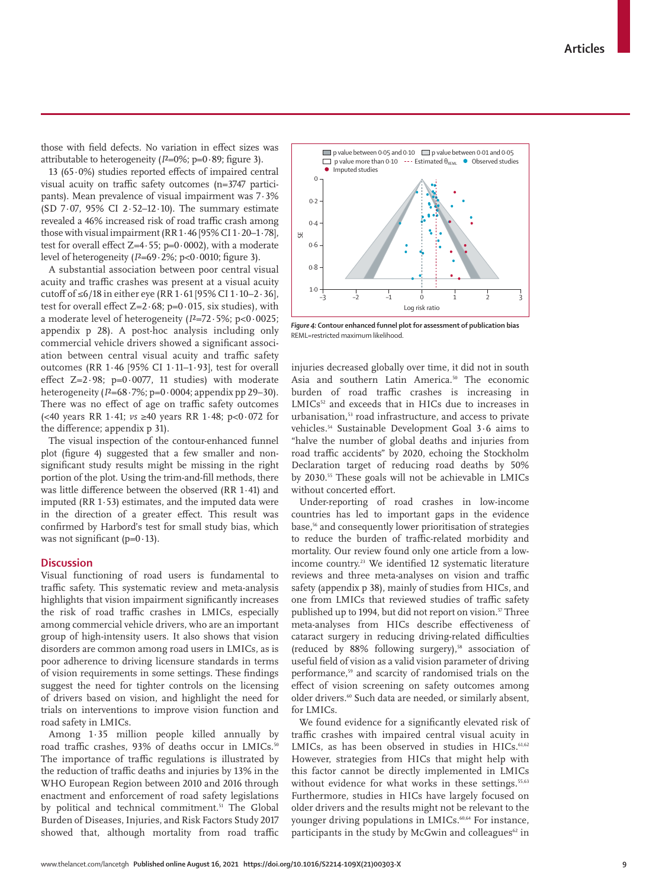those with field defects. No variation in effect sizes was attributable to heterogeneity ($I^2$=0%; p=0·89; figure 3).

13 (65·0%) studies reported effects of impaired central visual acuity on traffic safety outcomes (n=3747 participants). Mean prevalence of visual impairment was 7·3% (SD 7·07, 95% CI 2·52–12·10). The summary estimate revealed a 46% increased risk of road traffic crash among those with visual impairment (RR 1·46 [95% CI 1·20–1·78], test for overall effect Z=4·55; p=0·0002), with a moderate level of heterogeneity ($I^2$=69·2%; p<0·0010; figure 3).

A substantial association between poor central visual acuity and traffic crashes was present at a visual acuity cutoff of ≤6/18 in either eye (RR 1·61 [95% CI 1·10–2·36], test for overall effect Z=2·68; p=0·015, six studies), with a moderate level of heterogeneity ($I^2$=72·5%; p<0·0025; appendix p 28). A post-hoc analysis including only commercial vehicle drivers showed a significant association between central visual acuity and traffic safety outcomes (RR 1·46 [95% CI 1·11–1·93], test for overall effect Z=2·98; p=0·0077, 11 studies) with moderate heterogeneity ($I^2$=68·7%; p=0·0004; appendix pp 29–30). There was no effect of age on traffic safety outcomes (<40 years RR 1·41; *vs* ≥40 years RR 1·48; p<0·072 for the difference; appendix p 31).

The visual inspection of the contour-enhanced funnel plot (figure 4) suggested that a few smaller and non-significant study results might be missing in the right portion of the plot. Using the trim-and-fill methods, there was little difference between the observed (RR 1·41) and imputed (RR 1·53) estimates, and the imputed data were in the direction of a greater effect. This result was confirmed by Harbord's test for small study bias, which was not significant (p=0·13).

**Figure 4: Contour enhanced funnel plot for assessment of publication bias**
REML=restricted maximum likelihood.

## Discussion

Visual functioning of road users is fundamental to traffic safety. This systematic review and meta-analysis highlights that vision impairment significantly increases the risk of road traffic crashes in LMICs, especially among commercial vehicle drivers, who are an important group of high-intensity users. It also shows that vision disorders are common among road users in LMICs, as is poor adherence to driving licensure standards in terms of vision requirements in some settings. These findings suggest the need for tighter controls on the licensing of drivers based on vision, and highlight the need for trials on interventions to improve vision function and road safety in LMICs.

Among 1·35 million people killed annually by road traffic crashes, 93% of deaths occur in LMICs.[50] The importance of traffic regulations is illustrated by the reduction of traffic deaths and injuries by 13% in the WHO European Region between 2010 and 2016 through enactment and enforcement of road safety legislations by political and technical commitment.[51] The Global Burden of Diseases, Injuries, and Risk Factors Study 2017 showed that, although mortality from road traffic injuries decreased globally over time, it did not in south Asia and southern Latin America.[50] The economic burden of road traffic crashes is increasing in LMICs[52] and exceeds that in HICs due to increases in urbanisation,[53] road infrastructure, and access to private vehicles.[54] Sustainable Development Goal 3·6 aims to "halve the number of global deaths and injuries from road traffic accidents" by 2020, echoing the Stockholm Declaration target of reducing road deaths by 50% by 2030.[55] These goals will not be achievable in LMICs without concerted effort.

Under-reporting of road crashes in low-income countries has led to important gaps in the evidence base,[56] and consequently lower prioritisation of strategies to reduce the burden of traffic-related morbidity and mortality. Our review found only one article from a low-income country.[23] We identified 12 systematic literature reviews and three meta-analyses on vision and traffic safety (appendix p 38), mainly of studies from HICs, and one from LMICs that reviewed studies of traffic safety published up to 1994, but did not report on vision.[57] Three meta-analyses from HICs describe effectiveness of cataract surgery in reducing driving-related difficulties (reduced by 88% following surgery),[58] association of useful field of vision as a valid vision parameter of driving performance,[59] and scarcity of randomised trials on the effect of vision screening on safety outcomes among older drivers.[60] Such data are needed, or similarly absent, for LMICs.

We found evidence for a significantly elevated risk of traffic crashes with impaired central visual acuity in LMICs, as has been observed in studies in HICs.[61,62] However, strategies from HICs that might help with this factor cannot be directly implemented in LMICs without evidence for what works in these settings.[55,63] Furthermore, studies in HICs have largely focused on older drivers and the results might not be relevant to the younger driving populations in LMICs.[60,64] For instance, participants in the study by McGwin and colleagues[62] in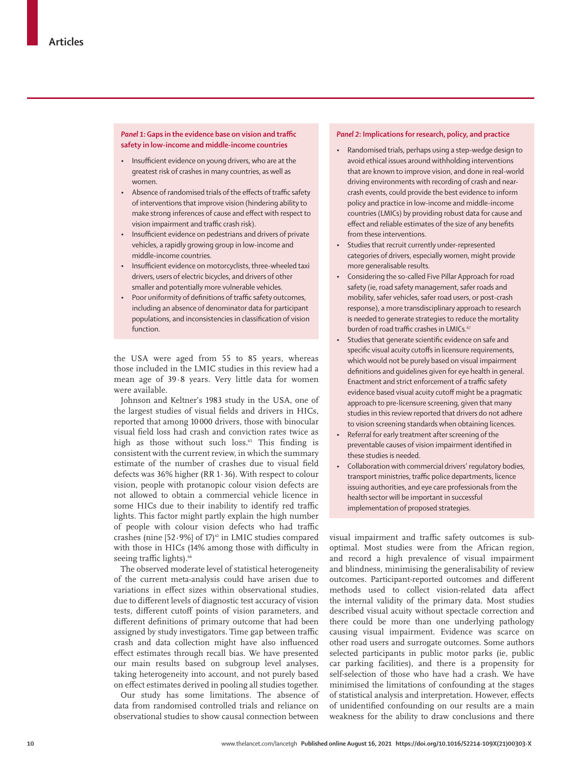**Panel 1: Gaps in the evidence base on vision and traffic safety in low-income and middle-income countries**

- Insufficient evidence on young drivers, who are at the greatest risk of crashes in many countries, as well as women.
- Absence of randomised trials of the effects of traffic safety of interventions that improve vision (hindering ability to make strong inferences of cause and effect with respect to vision impairment and traffic crash risk).
- Insufficient evidence on pedestrians and drivers of private vehicles, a rapidly growing group in low-income and middle-income countries.
- Insufficient evidence on motorcyclists, three-wheeled taxi drivers, users of electric bicycles, and drivers of other smaller and potentially more vulnerable vehicles.
- Poor uniformity of definitions of traffic safety outcomes, including an absence of denominator data for participant populations, and inconsistencies in classification of vision function.

the USA were aged from 55 to 85 years, whereas those included in the LMIC studies in this review had a mean age of 39·8 years. Very little data for women were available.

Johnson and Keltner's 1983 study in the USA, one of the largest studies of visual fields and drivers in HICs, reported that among 10000 drivers, those with binocular visual field loss had crash and conviction rates twice as high as those without such loss.[65] This finding is consistent with the current review, in which the summary estimate of the number of crashes due to visual field defects was 36% higher (RR 1·36). With respect to colour vision, people with protanopic colour vision defects are not allowed to obtain a commercial vehicle licence in some HICs due to their inability to identify red traffic lights. This factor might partly explain the high number of people with colour vision defects who had traffic crashes (nine [52·9%] of 17)[42] in LMIC studies compared with those in HICs (14% among those with difficulty in seeing traffic lights).[66]

The observed moderate level of statistical heterogeneity of the current meta-analysis could have arisen due to variations in effect sizes within observational studies, due to different levels of diagnostic test accuracy of vision tests, different cutoff points of vision parameters, and different definitions of primary outcome that had been assigned by study investigators. Time gap between traffic crash and data collection might have also influenced effect estimates through recall bias. We have presented our main results based on subgroup level analyses, taking heterogeneity into account, and not purely based on effect estimates derived in pooling all studies together.

Our study has some limitations. The absence of data from randomised controlled trials and reliance on observational studies to show causal connection between visual impairment and traffic safety outcomes is sub-optimal. Most studies were from the African region, and record a high prevalence of visual impairment and blindness, minimising the generalisability of review outcomes. Participant-reported outcomes and different methods used to collect vision-related data affect the internal validity of the primary data. Most studies described visual acuity without spectacle correction and there could be more than one underlying pathology causing visual impairment. Evidence was scarce on other road users and surrogate outcomes. Some authors selected participants in public motor parks (ie, public car parking facilities), and there is a propensity for self-selection of those who have had a crash. We have minimised the limitations of confounding at the stages of statistical analysis and interpretation. However, effects of unidentified confounding on our results are a main weakness for the ability to draw conclusions and there

**Panel 2: Implications for research, policy, and practice**

- Randomised trials, perhaps using a step-wedge design to avoid ethical issues around withholding interventions that are known to improve vision, and done in real-world driving environments with recording of crash and near-crash events, could provide the best evidence to inform policy and practice in low-income and middle-income countries (LMICs) by providing robust data for cause and effect and reliable estimates of the size of any benefits from these interventions.
- Studies that recruit currently under-represented categories of drivers, especially women, might provide more generalisable results.
- Considering the so-called Five Pillar Approach for road safety (ie, road safety management, safer roads and mobility, safer vehicles, safer road users, or post-crash response), a more transdisciplinary approach to research is needed to generate strategies to reduce the mortality burden of road traffic crashes in LMICs.[67]
- Studies that generate scientific evidence on safe and specific visual acuity cutoffs in licensure requirements, which would not be purely based on visual impairment definitions and guidelines given for eye health in general. Enactment and strict enforcement of a traffic safety evidence based visual acuity cutoff might be a pragmatic approach to pre-licensure screening, given that many studies in this review reported that drivers do not adhere to vision screening standards when obtaining licences.
- Referral for early treatment after screening of the preventable causes of vision impairment identified in these studies is needed.
- Collaboration with commercial drivers' regulatory bodies, transport ministries, traffic police departments, licence issuing authorities, and eye care professionals from the health sector will be important in successful implementation of proposed strategies.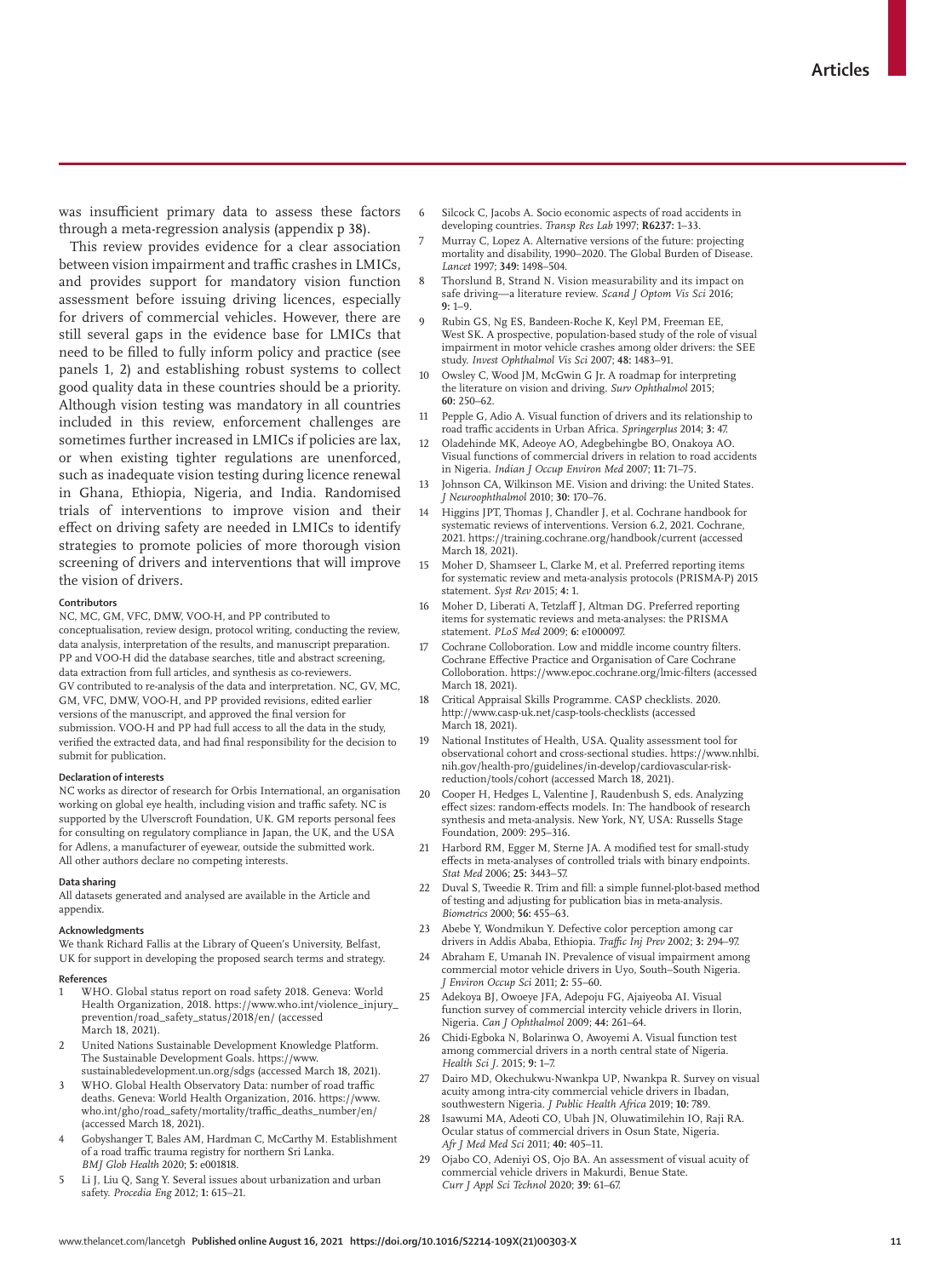was insufficient primary data to assess these factors through a meta-regression analysis (appendix p 38).

This review provides evidence for a clear association between vision impairment and traffic crashes in LMICs, and provides support for mandatory vision function assessment before issuing driving licences, especially for drivers of commercial vehicles. However, there are still several gaps in the evidence base for LMICs that need to be filled to fully inform policy and practice (see panels 1, 2) and establishing robust systems to collect good quality data in these countries should be a priority. Although vision testing was mandatory in all countries included in this review, enforcement challenges are sometimes further increased in LMICs if policies are lax, or when existing tighter regulations are unenforced, such as inadequate vision testing during licence renewal in Ghana, Ethiopia, Nigeria, and India. Randomised trials of interventions to improve vision and their effect on driving safety are needed in LMICs to identify strategies to promote policies of more thorough vision screening of drivers and interventions that will improve the vision of drivers.

#### Contributors

NC, MC, GM, VFC, DMW, VOO-H, and PP contributed to conceptualisation, review design, protocol writing, conducting the review, data analysis, interpretation of the results, and manuscript preparation. PP and VOO-H did the database searches, title and abstract screening, data extraction from full articles, and synthesis as co-reviewers. GV contributed to re-analysis of the data and interpretation. NC, GV, MC, GM, VFC, DMW, VOO-H, and PP provided revisions, edited earlier versions of the manuscript, and approved the final version for submission. VOO-H and PP had full access to all the data in the study, verified the extracted data, and had final responsibility for the decision to submit for publication.

#### Declaration of interests

NC works as director of research for Orbis International, an organisation working on global eye health, including vision and traffic safety. NC is supported by the Ulverscroft Foundation, UK. GM reports personal fees for consulting on regulatory compliance in Japan, the UK, and the USA for Adlens, a manufacturer of eyewear, outside the submitted work. All other authors declare no competing interests.

#### Data sharing

All datasets generated and analysed are available in the Article and appendix.

#### Acknowledgments

We thank Richard Fallis at the Library of Queen's University, Belfast, UK for support in developing the proposed search terms and strategy.

#### References

1. WHO. Global status report on road safety 2018. Geneva: World Health Organization, 2018. https://www.who.int/violence_injury_prevention/road_safety_status/2018/en/ (accessed March 18, 2021).
2. United Nations Sustainable Development Knowledge Platform. The Sustainable Development Goals. https://www.sustainabledevelopment.un.org/sdgs (accessed March 18, 2021).
3. WHO. Global Health Observatory Data: number of road traffic deaths. Geneva: World Health Organization, 2016. https://www.who.int/gho/road_safety/mortality/traffic_deaths_number/en/ (accessed March 18, 2021).
4. Gobyshanger T, Bales AM, Hardman C, McCarthy M. Establishment of a road traffic trauma registry for northern Sri Lanka. *BMJ Glob Health* 2020; **5:** e001818.
5. Li J, Liu Q, Sang Y. Several issues about urbanization and urban safety. *Procedia Eng* 2012; **1:** 615–21.
6. Silcock C, Jacobs A. Socio economic aspects of road accidents in developing countries. *Transp Res Lab* 1997; **R6237:** 1–33.
7. Murray C, Lopez A. Alternative versions of the future: projecting mortality and disability, 1990–2020. The Global Burden of Disease. *Lancet* 1997; **349:** 1498–504.
8. Thorslund B, Strand N. Vision measurability and its impact on safe driving—a literature review. *Scand J Optom Vis Sci* 2016; **9:** 1–9.
9. Rubin GS, Ng ES, Bandeen-Roche K, Keyl PM, Freeman EE, West SK. A prospective, population-based study of the role of visual impairment in motor vehicle crashes among older drivers: the SEE study. *Invest Ophthalmol Vis Sci* 2007; **48:** 1483–91.
10. Owsley C, Wood JM, McGwin G Jr. A roadmap for interpreting the literature on vision and driving. *Surv Ophthalmol* 2015; **60:** 250–62.
11. Pepple G, Adio A. Visual function of drivers and its relationship to road traffic accidents in Urban Africa. *Springerplus* 2014; **3:** 47.
12. Oladehinde MK, Adeoye AO, Adegbehingbe BO, Onakoya AO. Visual functions of commercial drivers in relation to road accidents in Nigeria. *Indian J Occup Environ Med* 2007; **11:** 71–75.
13. Johnson CA, Wilkinson ME. Vision and driving: the United States. *J Neuroophthalmol* 2010; **30:** 170–76.
14. Higgins JPT, Thomas J, Chandler J, et al. Cochrane handbook for systematic reviews of interventions. Version 6.2, 2021. Cochrane, 2021. https://training.cochrane.org/handbook/current (accessed March 18, 2021).
15. Moher D, Shamseer L, Clarke M, et al. Preferred reporting items for systematic review and meta-analysis protocols (PRISMA-P) 2015 statement. *Syst Rev* 2015; **4:** 1.
16. Moher D, Liberati A, Tetzlaff J, Altman DG. Preferred reporting items for systematic reviews and meta-analyses: the PRISMA statement. *PLoS Med* 2009; **6:** e1000097.
17. Cochrane Colloboration. Low and middle income country filters. Cochrane Effective Practice and Organisation of Care Cochrane Colloboration. https://www.epoc.cochrane.org/lmic-filters (accessed March 18, 2021).
18. Critical Appraisal Skills Programme. CASP checklists. 2020. http://www.casp-uk.net/casp-tools-checklists (accessed March 18, 2021).
19. National Institutes of Health, USA. Quality assessment tool for observational cohort and cross-sectional studies. https://www.nhlbi.nih.gov/health-pro/guidelines/in-develop/cardiovascular-risk-reduction/tools/cohort (accessed March 18, 2021).
20. Cooper H, Hedges L, Valentine J, Raudenbush S, eds. Analyzing effect sizes: random-effects models. In: The handbook of research synthesis and meta-analysis. New York, NY, USA: Russells Stage Foundation, 2009: 295–316.
21. Harbord RM, Egger M, Sterne JA. A modified test for small-study effects in meta-analyses of controlled trials with binary endpoints. *Stat Med* 2006; **25:** 3443–57.
22. Duval S, Tweedie R. Trim and fill: a simple funnel-plot-based method of testing and adjusting for publication bias in meta-analysis. *Biometrics* 2000; **56:** 455–63.
23. Abebe Y, Wondmikun Y. Defective color perception among car drivers in Addis Ababa, Ethiopia. *Traffic Inj Prev* 2002; **3:** 294–97.
24. Abraham E, Umanah IN. Prevalence of visual impairment among commercial motor vehicle drivers in Uyo, South–South Nigeria. *J Environ Occup Sci* 2011; **2:** 55–60.
25. Adekoya BJ, Owoeye JFA, Adepoju FG, Ajaiyeoba AI. Visual function survey of commercial intercity vehicle drivers in Ilorin, Nigeria. *Can J Ophthalmol* 2009; **44:** 261–64.
26. Chidi-Egboka N, Bolarinwa O, Awoyemi A. Visual function test among commercial drivers in a north central state of Nigeria. *Health Sci J.* 2015; **9:** 1–7.
27. Dairo MD, Okechukwu-Nwankpa UP, Nwankpa R. Survey on visual acuity among intra-city commercial vehicle drivers in Ibadan, southwestern Nigeria. *J Public Health Africa* 2019; **10:** 789.
28. Isawumi MA, Adeoti CO, Ubah JN, Oluwatimilehin IO, Raji RA. Ocular status of commercial drivers in Osun State, Nigeria. *Afr J Med Med Sci* 2011; **40:** 405–11.
29. Ojabo CO, Adeniyi OS, Ojo BA. An assessment of visual acuity of commercial vehicle drivers in Makurdi, Benue State. *Curr J Appl Sci Technol* 2020; **39:** 61–67.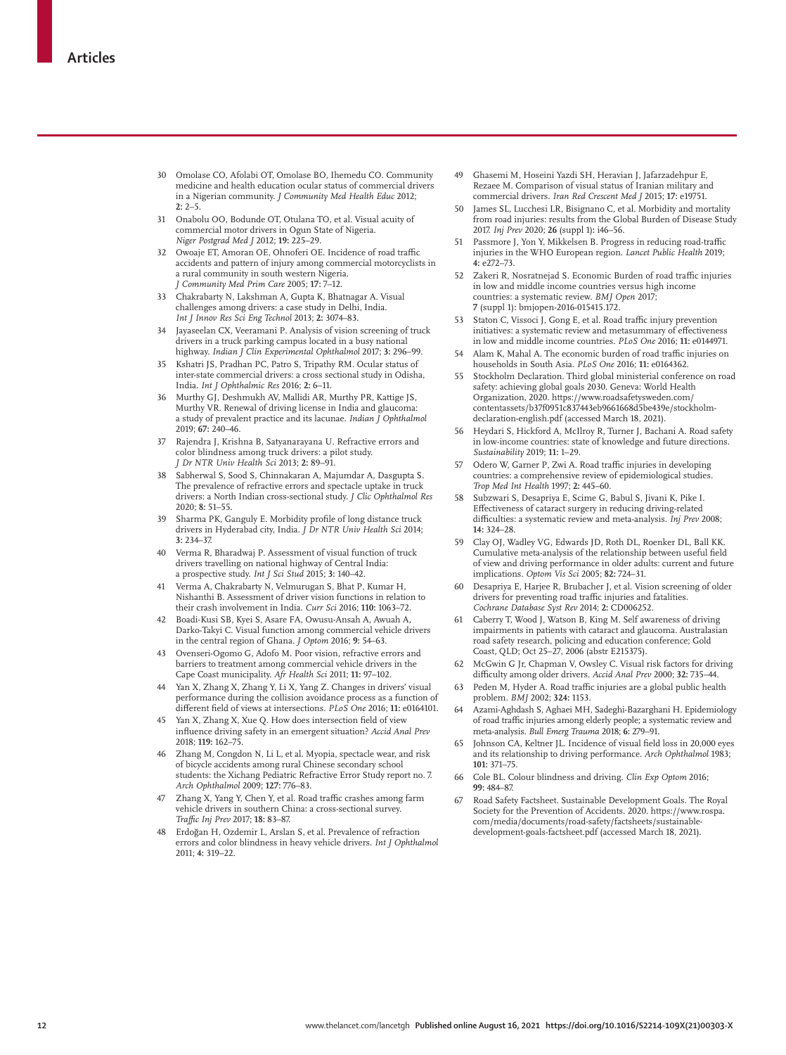30 Omolase CO, Afolabi OT, Omolase BO, Ihemedu CO. Community medicine and health education ocular status of commercial drivers in a Nigerian community. *J Community Med Health Educ* 2012; **2:** 2–5.

31 Onabolu OO, Bodunde OT, Otulana TO, et al. Visual acuity of commercial motor drivers in Ogun State of Nigeria. *Niger Postgrad Med J* 2012; **19:** 225–29.

32 Owoaje ET, Amoran OE, Ohnoferi OE. Incidence of road traffic accidents and pattern of injury among commercial motorcyclists in a rural community in south western Nigeria. *J Community Med Prim Care* 2005; **17:** 7–12.

33 Chakrabarty N, Lakshman A, Gupta K, Bhatnagar A. Visual challenges among drivers: a case study in Delhi, India. *Int J Innov Res Sci Eng Technol* 2013; **2:** 3074–83.

34 Jayaseelan CX, Veeramani P. Analysis of vision screening of truck drivers in a truck parking campus located in a busy national highway. *Indian J Clin Experimental Ophthalmol* 2017; **3:** 296–99.

35 Kshatri JS, Pradhan PC, Patro S, Tripathy RM. Ocular status of inter-state commercial drivers: a cross sectional study in Odisha, India. *Int J Ophthalmic Res* 2016; **2:** 6–11.

36 Murthy GJ, Deshmukh AV, Mallidi AR, Murthy PR, Kattige JS, Murthy VR. Renewal of driving license in India and glaucoma: a study of prevalent practice and its lacunae. *Indian J Ophthalmol* 2019; **67:** 240–46.

37 Rajendra J, Krishna B, Satyanarayana U. Refractive errors and color blindness among truck drivers: a pilot study. *J Dr NTR Univ Health Sci* 2013; **2:** 89–91.

38 Sabherwal S, Sood S, Chinnakaran A, Majumdar A, Dasgupta S. The prevalence of refractive errors and spectacle uptake in truck drivers: a North Indian cross-sectional study. *J Clic Ophthalmol Res* 2020; **8:** 51–55.

39 Sharma PK, Ganguly E. Morbidity profile of long distance truck drivers in Hyderabad city, India. *J Dr NTR Univ Health Sci* 2014; **3:** 234–37.

40 Verma R, Bharadwaj P. Assessment of visual function of truck drivers travelling on national highway of Central India: a prospective study. *Int J Sci Stud* 2015; **3:** 140–42.

41 Verma A, Chakrabarty N, Velmurugan S, Bhat P, Kumar H, Nishanthi B. Assessment of driver vision functions in relation to their crash involvement in India. *Curr Sci* 2016; **110:** 1063–72.

42 Boadi-Kusi SB, Kyei S, Asare FA, Owusu-Ansah A, Awuah A, Darko-Takyi C. Visual function among commercial vehicle drivers in the central region of Ghana. *J Optom* 2016; **9:** 54–63.

43 Ovenseri-Ogomo G, Adofo M. Poor vision, refractive errors and barriers to treatment among commercial vehicle drivers in the Cape Coast municipality. *Afr Health Sci* 2011; **11:** 97–102.

44 Yan X, Zhang X, Zhang Y, Li X, Yang Z. Changes in drivers' visual performance during the collision avoidance process as a function of different field of views at intersections. *PLoS One* 2016; **11:** e0164101.

45 Yan X, Zhang X, Xue Q. How does intersection field of view influence driving safety in an emergent situation? *Accid Anal Prev* 2018; **119:** 162–75.

46 Zhang M, Congdon N, Li L, et al. Myopia, spectacle wear, and risk of bicycle accidents among rural Chinese secondary school students: the Xichang Pediatric Refractive Error Study report no. 7. *Arch Ophthalmol* 2009; **127:** 776–83.

47 Zhang X, Yang Y, Chen Y, et al. Road traffic crashes among farm vehicle drivers in southern China: a cross-sectional survey. *Traffic Inj Prev* 2017; **18:** 83–87.

48 Erdoğan H, Ozdemir L, Arslan S, et al. Prevalence of refraction errors and color blindness in heavy vehicle drivers. *Int J Ophthalmol* 2011; **4:** 319–22.

49 Ghasemi M, Hoseini Yazdi SH, Heravian J, Jafarzadehpur E, Rezaee M. Comparison of visual status of Iranian military and commercial drivers. *Iran Red Crescent Med J* 2015; **17:** e19751.

50 James SL, Lucchesi LR, Bisignano C, et al. Morbidity and mortality from road injuries: results from the Global Burden of Disease Study 2017. *Inj Prev* 2020; **26** (suppl 1)**:** i46–56.

51 Passmore J, Yon Y, Mikkelsen B. Progress in reducing road-traffic injuries in the WHO European region. *Lancet Public Health* 2019; **4:** e272–73.

52 Zakeri R, Nosratnejad S. Economic Burden of road traffic injuries in low and middle income countries versus high income countries: a systematic review. *BMJ Open* 2017; **7** (suppl 1)**:** bmjopen-2016-015415.172.

53 Staton C, Vissoci J, Gong E, et al. Road traffic injury prevention initiatives: a systematic review and metasummary of effectiveness in low and middle income countries. *PLoS One* 2016; **11:** e0144971.

54 Alam K, Mahal A. The economic burden of road traffic injuries on households in South Asia. *PLoS One* 2016; **11:** e0164362.

55 Stockholm Declaration. Third global ministerial conference on road safety: achieving global goals 2030. Geneva: World Health Organization, 2020. https://www.roadsafetysweden.com/contentassets/b37f0951c837443eb9661668d5be439e/stockholm-declaration-english.pdf (accessed March 18, 2021).

56 Heydari S, Hickford A, McIlroy R, Turner J, Bachani A. Road safety in low-income countries: state of knowledge and future directions. *Sustainability* 2019; **11:** 1–29.

57 Odero W, Garner P, Zwi A. Road traffic injuries in developing countries: a comprehensive review of epidemiological studies. *Trop Med Int Health* 1997; **2:** 445–60.

58 Subzwari S, Desapriya E, Scime G, Babul S, Jivani K, Pike I. Effectiveness of cataract surgery in reducing driving-related difficulties: a systematic review and meta-analysis. *Inj Prev* 2008; **14:** 324–28.

59 Clay OJ, Wadley VG, Edwards JD, Roth DL, Roenker DL, Ball KK. Cumulative meta-analysis of the relationship between useful field of view and driving performance in older adults: current and future implications. *Optom Vis Sci* 2005; **82:** 724–31.

60 Desapriya E, Harjee R, Brubacher J, et al. Vision screening of older drivers for preventing road traffic injuries and fatalities. *Cochrane Database Syst Rev* 2014; **2:** CD006252.

61 Caberry T, Wood J, Watson B, King M. Self awareness of driving impairments in patients with cataract and glaucoma. Australasian road safety research, policing and education conference; Gold Coast, QLD; Oct 25–27, 2006 (abstr E215375).

62 McGwin G Jr, Chapman V, Owsley C. Visual risk factors for driving difficulty among older drivers. *Accid Anal Prev* 2000; **32:** 735–44.

63 Peden M, Hyder A. Road traffic injuries are a global public health problem. *BMJ* 2002; **324:** 1153.

64 Azami-Aghdash S, Aghaei MH, Sadeghi-Bazarghani H. Epidemiology of road traffic injuries among elderly people; a systematic review and meta-analysis. *Bull Emerg Trauma* 2018; **6:** 279–91.

65 Johnson CA, Keltner JL. Incidence of visual field loss in 20,000 eyes and its relationship to driving performance. *Arch Ophthalmol* 1983; **101:** 371–75.

66 Cole BL. Colour blindness and driving. *Clin Exp Optom* 2016; **99:** 484–87.

67 Road Safety Factsheet. Sustainable Development Goals. The Royal Society for the Prevention of Accidents. 2020. https://www.rospa.com/media/documents/road-safety/factsheets/sustainable-development-goals-factsheet.pdf (accessed March 18, 2021).